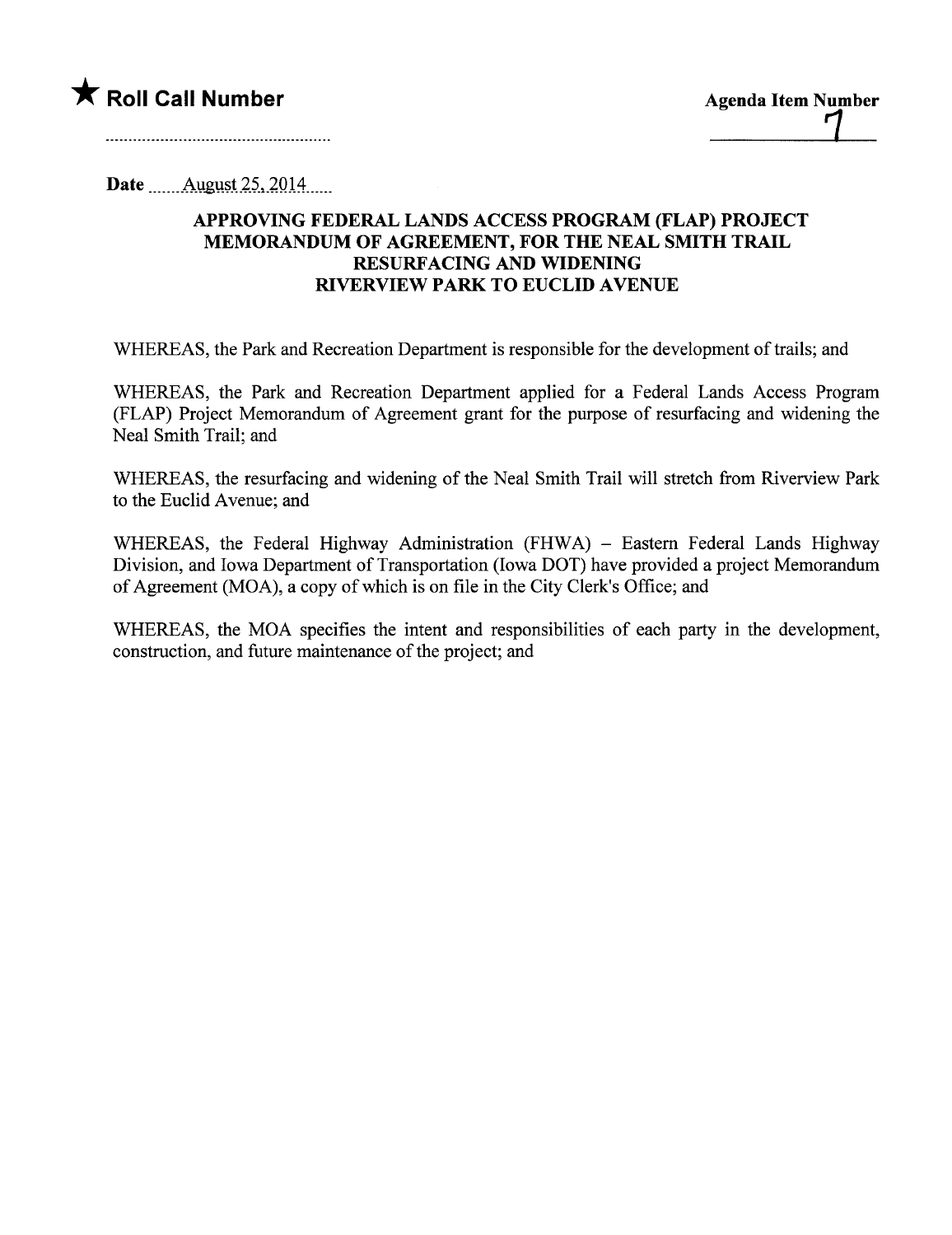★ **Roll Call Number**

**Agenda Item Number**

7

**Date** August 25, 2014

**APPROVING FEDERAL LANDS ACCESS PROGRAM (FLAP) PROJECT MEMORANDUM OF AGREEMENT, FOR THE NEAL SMITH TRAIL RESURFACING AND WIDENING RIVERVIEW PARK TO EUCLID AVENUE**

WHEREAS, the Park and Recreation Department is responsible for the development of trails; and

WHEREAS, the Park and Recreation Department applied for a Federal Lands Access Program (FLAP) Project Memorandum of Agreement grant for the purpose of resurfacing and widening the Neal Smith Trail; and

WHEREAS, the resurfacing and widening of the Neal Smith Trail will stretch from Riverview Park to the Euclid Avenue; and

WHEREAS, the Federal Highway Administration (FHWA) – Eastern Federal Lands Highway Division, and Iowa Department of Transportation (Iowa DOT) have provided a project Memorandum of Agreement (MOA), a copy of which is on file in the City Clerk's Office; and

WHEREAS, the MOA specifies the intent and responsibilities of each party in the development, construction, and future maintenance of the project; and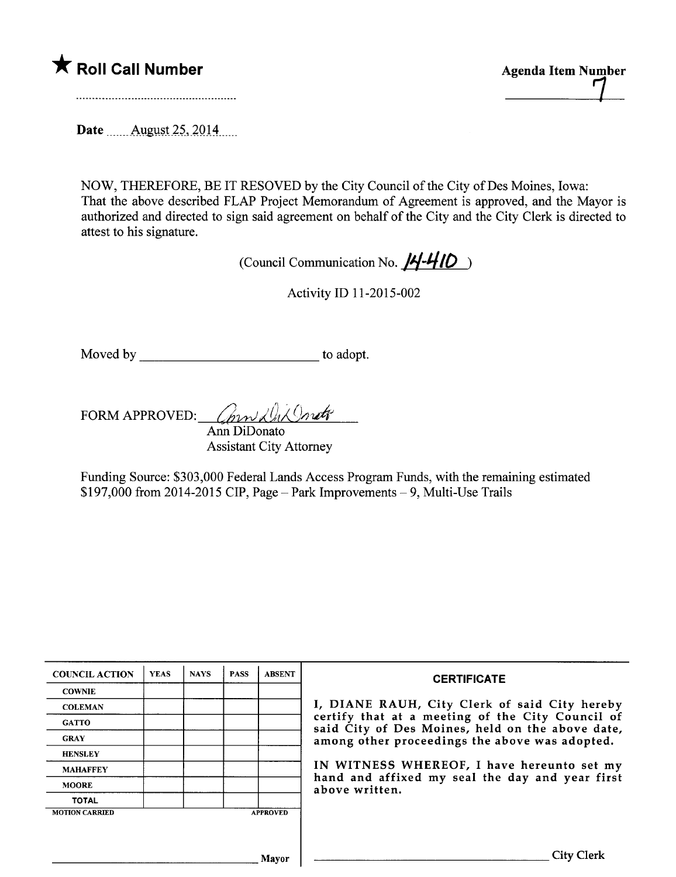★ **Roll Call Number**

..........................................................

**Agenda Item Number**

7

**Date** August 25, 2014

NOW, THEREFORE, BE IT RESOVED by the City Council of the City of Des Moines, Iowa: That the above described FLAP Project Memorandum of Agreement is approved, and the Mayor is authorized and directed to sign said agreement on behalf of the City and the City Clerk is directed to attest to his signature.

(Council Communication No. 14-410 )

Activity ID 11-2015-002

Moved by ___________________________ to adopt.

FORM APPROVED: Ann DiDonato
Ann DiDonato
Assistant City Attorney

Funding Source: $303,000 Federal Lands Access Program Funds, with the remaining estimated $197,000 from 2014-2015 CIP, Page – Park Improvements – 9, Multi-Use Trails

| COUNCIL ACTION | YEAS | NAYS | PASS | ABSENT |
|---|---|---|---|---|
| COWNIE | | | | |
| COLEMAN | | | | |
| GATTO | | | | |
| GRAY | | | | |
| HENSLEY | | | | |
| MAHAFFEY | | | | |
| MOORE | | | | |
| TOTAL | | | | |
| MOTION CARRIED | | | | APPROVED |

_________________________________ Mayor

**CERTIFICATE**

I, DIANE RAUH, City Clerk of said City hereby certify that at a meeting of the City Council of said City of Des Moines, held on the above date, among other proceedings the above was adopted.

IN WITNESS WHEREOF, I have hereunto set my hand and affixed my seal the day and year first above written.

_________________________________ City Clerk